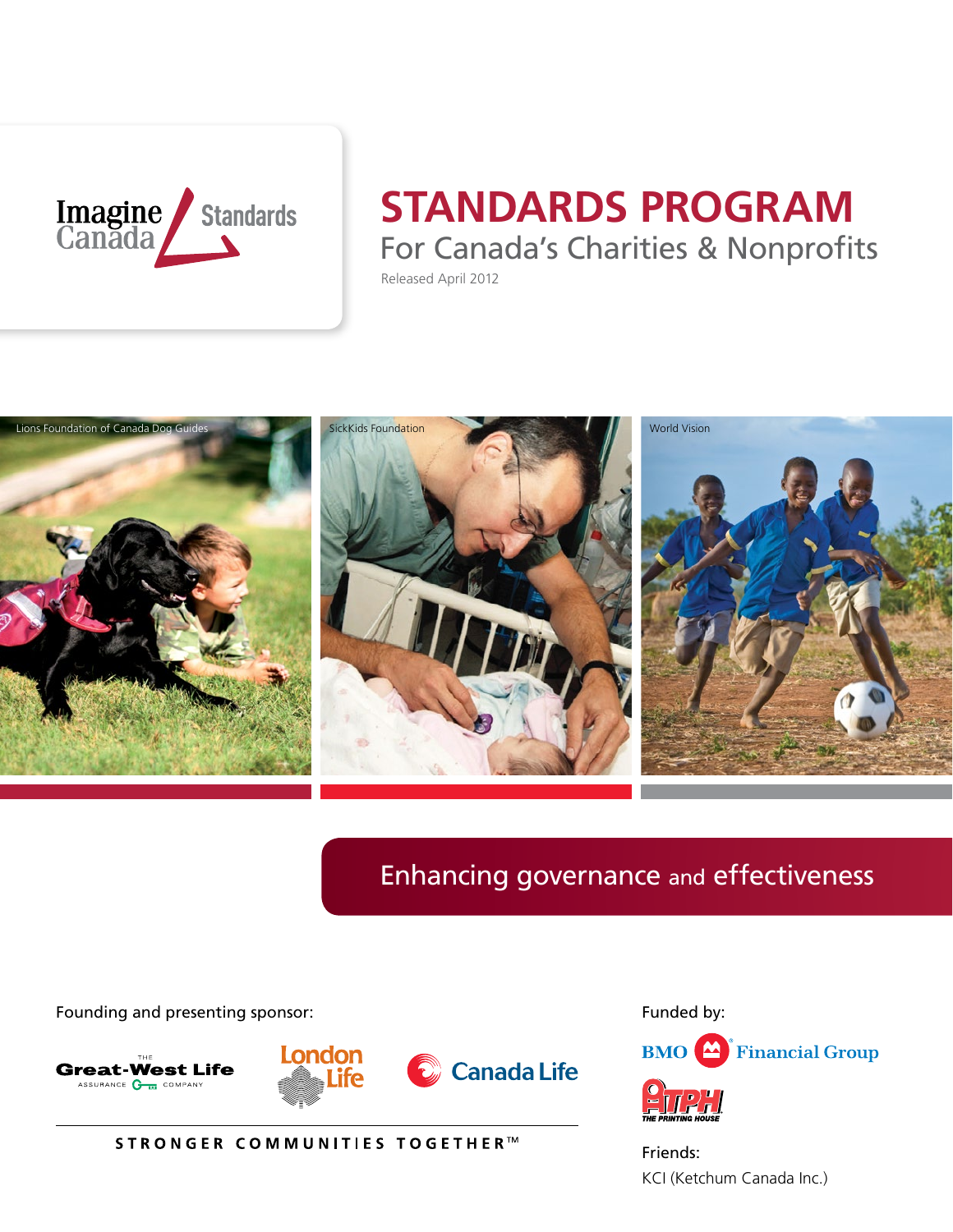Imagine Canada Standards

# STANDARDS PROGRAM

## For Canada's Charities & Nonprofits

Released April 2012

Lions Foundation of Canada Dog Guides

SickKids Foundation

World Vision

Enhancing governance and effectiveness

Founding and presenting sponsor:

The Great-West Life Assurance Company

London Life

Canada Life

STRONGER COMMUNITIES TOGETHER™

Funded by:

BMO Financial Group

ATPH The Printing House

Friends:

KCI (Ketchum Canada Inc.)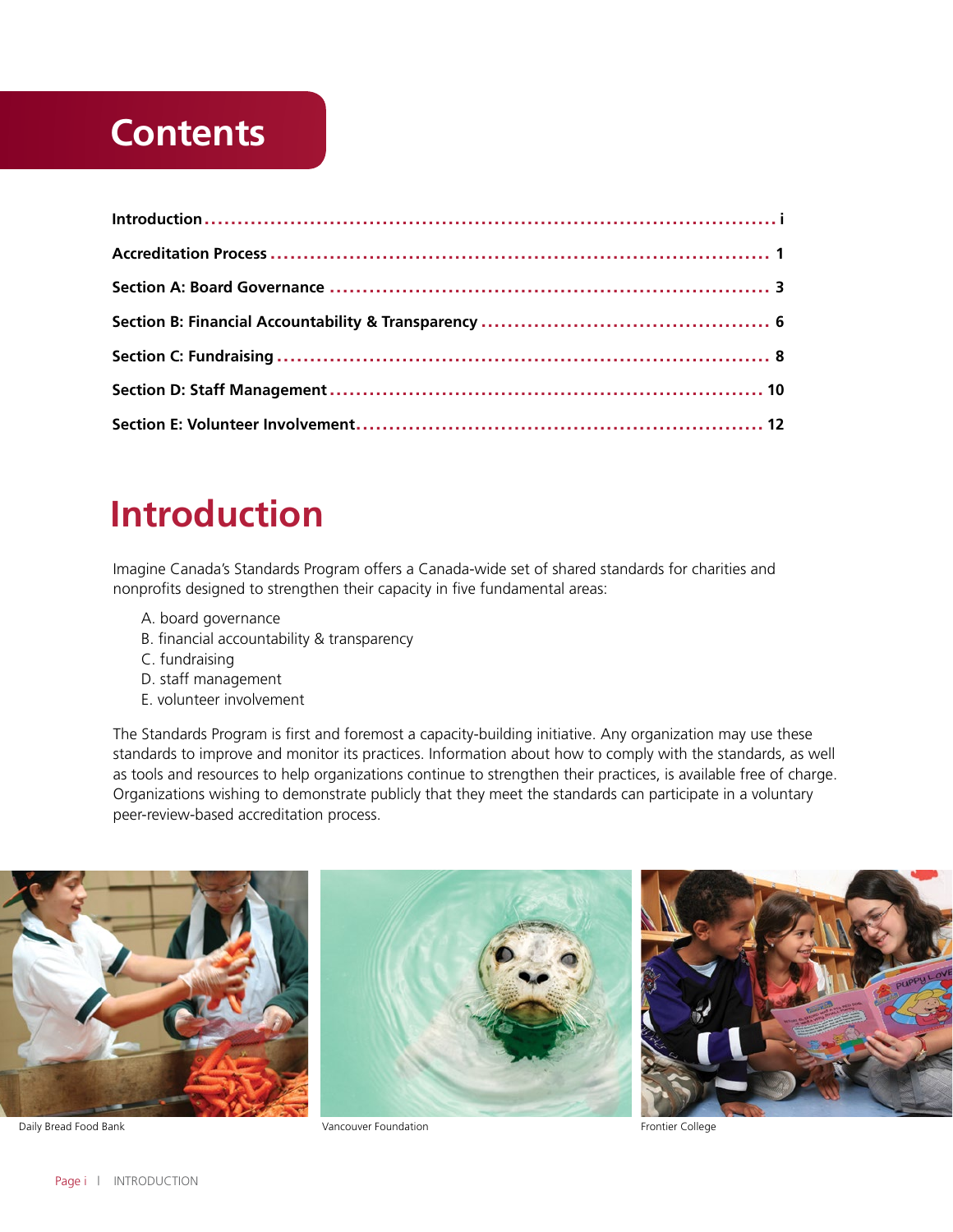# Contents

| | |
|---|---|
| **Introduction** | **i** |
| **Accreditation Process** | **1** |
| **Section A: Board Governance** | **3** |
| **Section B: Financial Accountability & Transparency** | **6** |
| **Section C: Fundraising** | **8** |
| **Section D: Staff Management** | **10** |
| **Section E: Volunteer Involvement** | **12** |

# Introduction

Imagine Canada's Standards Program offers a Canada-wide set of shared standards for charities and nonprofits designed to strengthen their capacity in five fundamental areas:

A. board governance
B. financial accountability & transparency
C. fundraising
D. staff management
E. volunteer involvement

The Standards Program is first and foremost a capacity-building initiative. Any organization may use these standards to improve and monitor its practices. Information about how to comply with the standards, as well as tools and resources to help organizations continue to strengthen their practices, is available free of charge. Organizations wishing to demonstrate publicly that they meet the standards can participate in a voluntary peer-review-based accreditation process.

Daily Bread Food Bank

Vancouver Foundation

Frontier College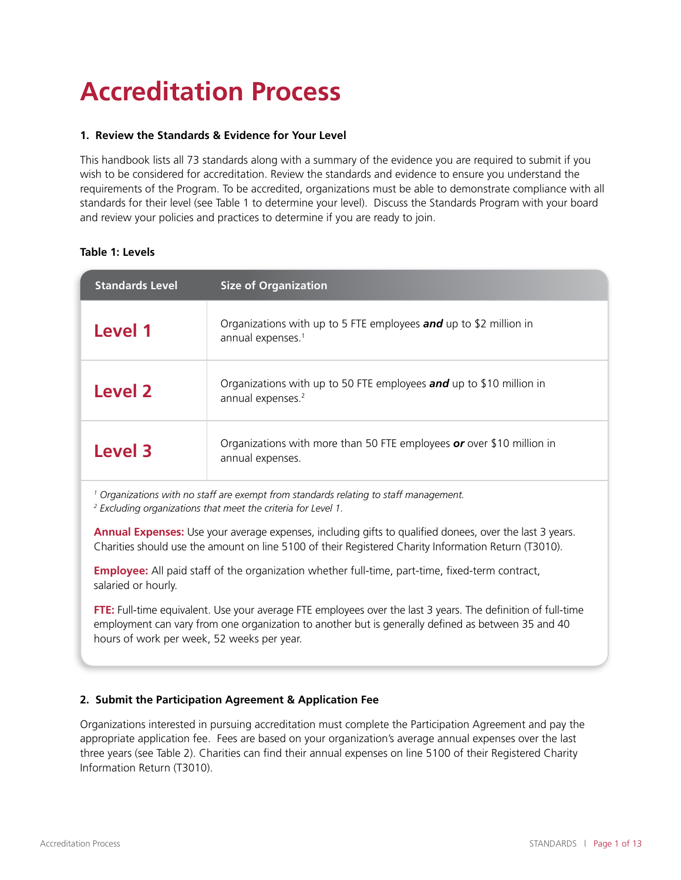# Accreditation Process

### 1. Review the Standards & Evidence for Your Level

This handbook lists all 73 standards along with a summary of the evidence you are required to submit if you wish to be considered for accreditation. Review the standards and evidence to ensure you understand the requirements of the Program. To be accredited, organizations must be able to demonstrate compliance with all standards for their level (see Table 1 to determine your level). Discuss the Standards Program with your board and review your policies and practices to determine if you are ready to join.

**Table 1: Levels**

| Standards Level | Size of Organization |
|---|---|
| **Level 1** | Organizations with up to 5 FTE employees ***and*** up to \$2 million in annual expenses.[1] |
| **Level 2** | Organizations with up to 50 FTE employees ***and*** up to \$10 million in annual expenses.[2] |
| **Level 3** | Organizations with more than 50 FTE employees ***or*** over \$10 million in annual expenses. |

*[1] Organizations with no staff are exempt from standards relating to staff management.*
*[2] Excluding organizations that meet the criteria for Level 1.*

**Annual Expenses:** Use your average expenses, including gifts to qualified donees, over the last 3 years. Charities should use the amount on line 5100 of their Registered Charity Information Return (T3010).

**Employee:** All paid staff of the organization whether full-time, part-time, fixed-term contract, salaried or hourly.

**FTE:** Full-time equivalent. Use your average FTE employees over the last 3 years. The definition of full-time employment can vary from one organization to another but is generally defined as between 35 and 40 hours of work per week, 52 weeks per year.

### 2. Submit the Participation Agreement & Application Fee

Organizations interested in pursuing accreditation must complete the Participation Agreement and pay the appropriate application fee. Fees are based on your organization's average annual expenses over the last three years (see Table 2). Charities can find their annual expenses on line 5100 of their Registered Charity Information Return (T3010).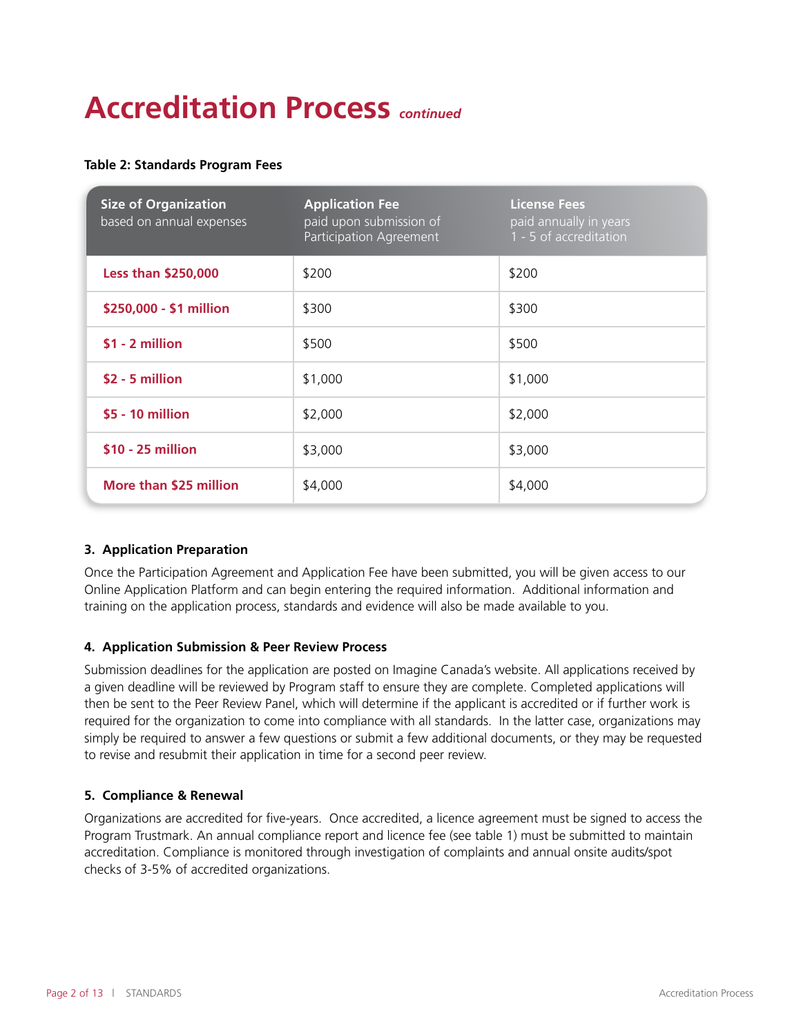# Accreditation Process *continued*

**Table 2: Standards Program Fees**

| **Size of Organization** based on annual expenses | **Application Fee** paid upon submission of Participation Agreement | **License Fees** paid annually in years 1 - 5 of accreditation |
|---|---|---|
| **Less than $250,000** | $200 | $200 |
| **$250,000 - $1 million** | $300 | $300 |
| **$1 - 2 million** | $500 | $500 |
| **$2 - 5 million** | $1,000 | $1,000 |
| **$5 - 10 million** | $2,000 | $2,000 |
| **$10 - 25 million** | $3,000 | $3,000 |
| **More than $25 million** | $4,000 | $4,000 |

**3. Application Preparation**

Once the Participation Agreement and Application Fee have been submitted, you will be given access to our Online Application Platform and can begin entering the required information. Additional information and training on the application process, standards and evidence will also be made available to you.

**4. Application Submission & Peer Review Process**

Submission deadlines for the application are posted on Imagine Canada's website. All applications received by a given deadline will be reviewed by Program staff to ensure they are complete. Completed applications will then be sent to the Peer Review Panel, which will determine if the applicant is accredited or if further work is required for the organization to come into compliance with all standards. In the latter case, organizations may simply be required to answer a few questions or submit a few additional documents, or they may be requested to revise and resubmit their application in time for a second peer review.

**5. Compliance & Renewal**

Organizations are accredited for five-years. Once accredited, a licence agreement must be signed to access the Program Trustmark. An annual compliance report and licence fee (see table 1) must be submitted to maintain accreditation. Compliance is monitored through investigation of complaints and annual onsite audits/spot checks of 3-5% of accredited organizations.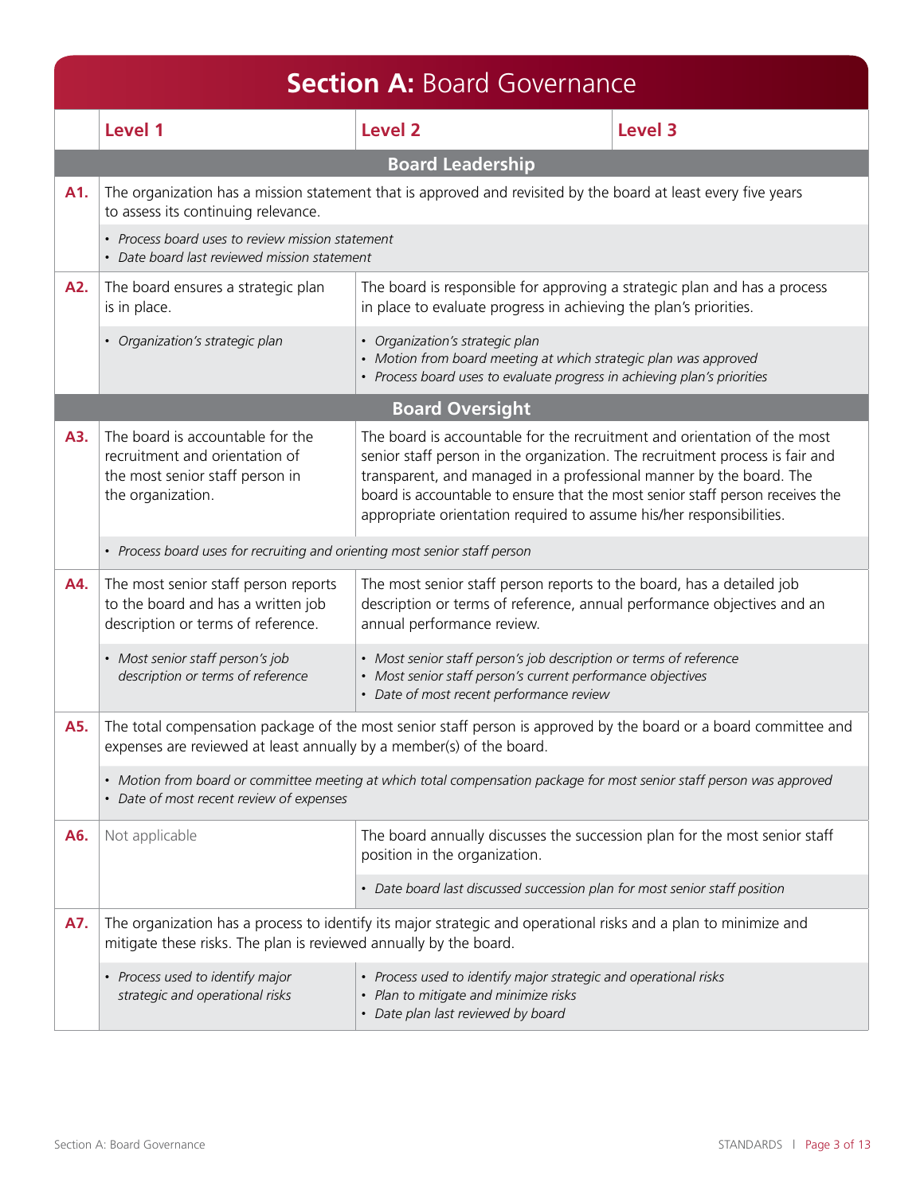# Section A: Board Governance

| | Level 1 | Level 2 | Level 3 |
|---|---|---|---|
| | **Board Leadership** | | |
| **A1.** | The organization has a mission statement that is approved and revisited by the board at least every five years to assess its continuing relevance. | | |
| | • *Process board uses to review mission statement*<br>• *Date board last reviewed mission statement* | | |
| **A2.** | The board ensures a strategic plan is in place. | The board is responsible for approving a strategic plan and has a process in place to evaluate progress in achieving the plan's priorities. | |
| | • *Organization's strategic plan* | • *Organization's strategic plan*<br>• *Motion from board meeting at which strategic plan was approved*<br>• *Process board uses to evaluate progress in achieving plan's priorities* | |
| | **Board Oversight** | | |
| **A3.** | The board is accountable for the recruitment and orientation of the most senior staff person in the organization. | The board is accountable for the recruitment and orientation of the most senior staff person in the organization. The recruitment process is fair and transparent, and managed in a professional manner by the board. The board is accountable to ensure that the most senior staff person receives the appropriate orientation required to assume his/her responsibilities. | |
| | • *Process board uses for recruiting and orienting most senior staff person* | | |
| **A4.** | The most senior staff person reports to the board and has a written job description or terms of reference. | The most senior staff person reports to the board, has a detailed job description or terms of reference, annual performance objectives and an annual performance review. | |
| | • *Most senior staff person's job description or terms of reference* | • *Most senior staff person's job description or terms of reference*<br>• *Most senior staff person's current performance objectives*<br>• *Date of most recent performance review* | |
| **A5.** | The total compensation package of the most senior staff person is approved by the board or a board committee and expenses are reviewed at least annually by a member(s) of the board. | | |
| | • *Motion from board or committee meeting at which total compensation package for most senior staff person was approved*<br>• *Date of most recent review of expenses* | | |
| **A6.** | Not applicable | The board annually discusses the succession plan for the most senior staff position in the organization. | |
| | | • *Date board last discussed succession plan for most senior staff position* | |
| **A7.** | The organization has a process to identify its major strategic and operational risks and a plan to minimize and mitigate these risks. The plan is reviewed annually by the board. | | |
| | • *Process used to identify major strategic and operational risks* | • *Process used to identify major strategic and operational risks*<br>• *Plan to mitigate and minimize risks*<br>• *Date plan last reviewed by board* | |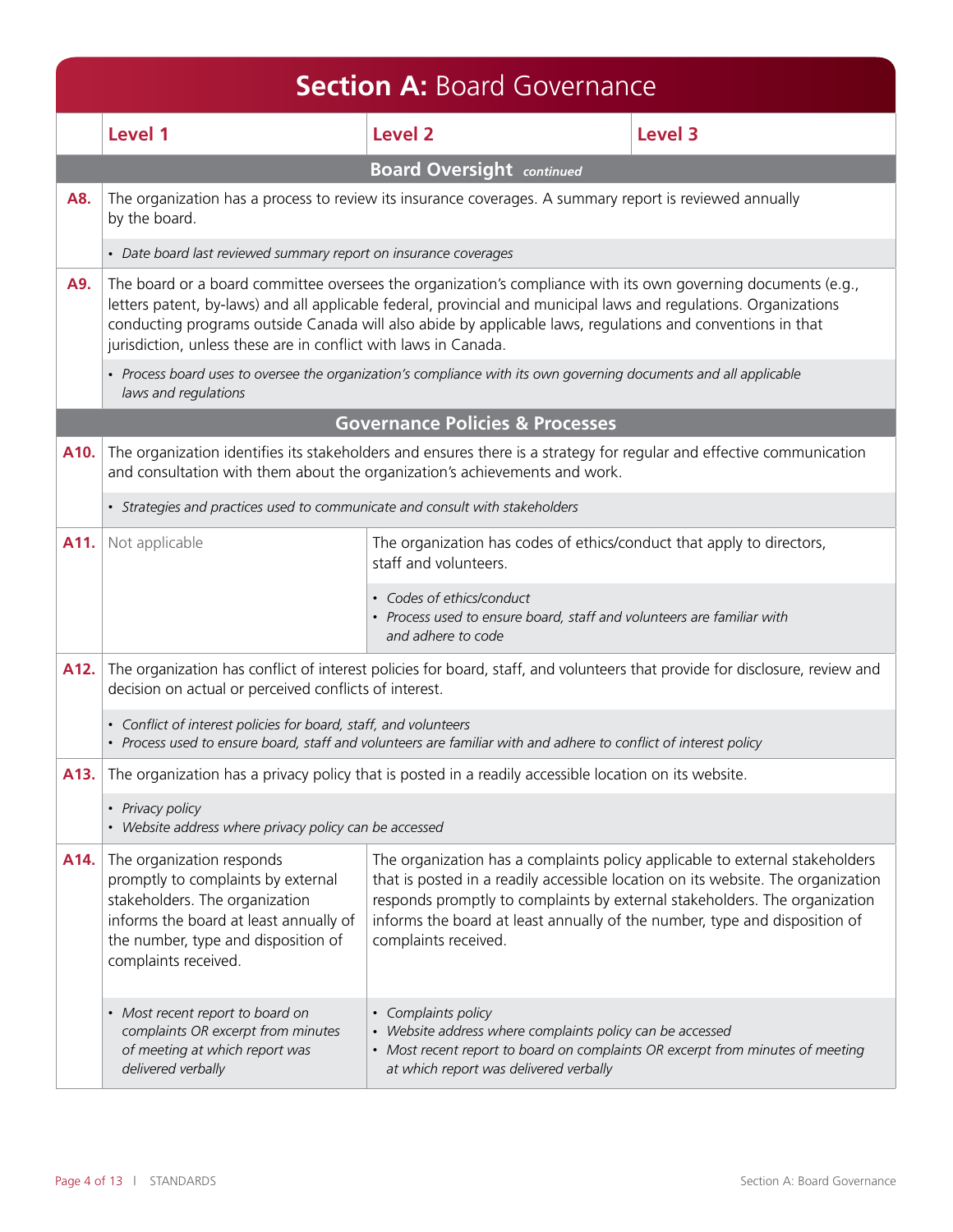# Section A: Board Governance

| | Level 1 | Level 2 | Level 3 |
|---|---|---|---|
| | **Board Oversight** *continued* | | |
| **A8.** | The organization has a process to review its insurance coverages. A summary report is reviewed annually by the board. | | |
| | • *Date board last reviewed summary report on insurance coverages* | | |
| **A9.** | The board or a board committee oversees the organization's compliance with its own governing documents (e.g., letters patent, by-laws) and all applicable federal, provincial and municipal laws and regulations. Organizations conducting programs outside Canada will also abide by applicable laws, regulations and conventions in that jurisdiction, unless these are in conflict with laws in Canada. | | |
| | • *Process board uses to oversee the organization's compliance with its own governing documents and all applicable laws and regulations* | | |
| | **Governance Policies & Processes** | | |
| **A10.** | The organization identifies its stakeholders and ensures there is a strategy for regular and effective communication and consultation with them about the organization's achievements and work. | | |
| | • *Strategies and practices used to communicate and consult with stakeholders* | | |
| **A11.** | Not applicable | The organization has codes of ethics/conduct that apply to directors, staff and volunteers. | |
| | | • *Codes of ethics/conduct*<br>• *Process used to ensure board, staff and volunteers are familiar with and adhere to code* | |
| **A12.** | The organization has conflict of interest policies for board, staff, and volunteers that provide for disclosure, review and decision on actual or perceived conflicts of interest. | | |
| | • *Conflict of interest policies for board, staff, and volunteers*<br>• *Process used to ensure board, staff and volunteers are familiar with and adhere to conflict of interest policy* | | |
| **A13.** | The organization has a privacy policy that is posted in a readily accessible location on its website. | | |
| | • *Privacy policy*<br>• *Website address where privacy policy can be accessed* | | |
| **A14.** | The organization responds promptly to complaints by external stakeholders. The organization informs the board at least annually of the number, type and disposition of complaints received. | The organization has a complaints policy applicable to external stakeholders that is posted in a readily accessible location on its website. The organization responds promptly to complaints by external stakeholders. The organization informs the board at least annually of the number, type and disposition of complaints received. | |
| | • *Most recent report to board on complaints OR excerpt from minutes of meeting at which report was delivered verbally* | • *Complaints policy*<br>• *Website address where complaints policy can be accessed*<br>• *Most recent report to board on complaints OR excerpt from minutes of meeting at which report was delivered verbally* | |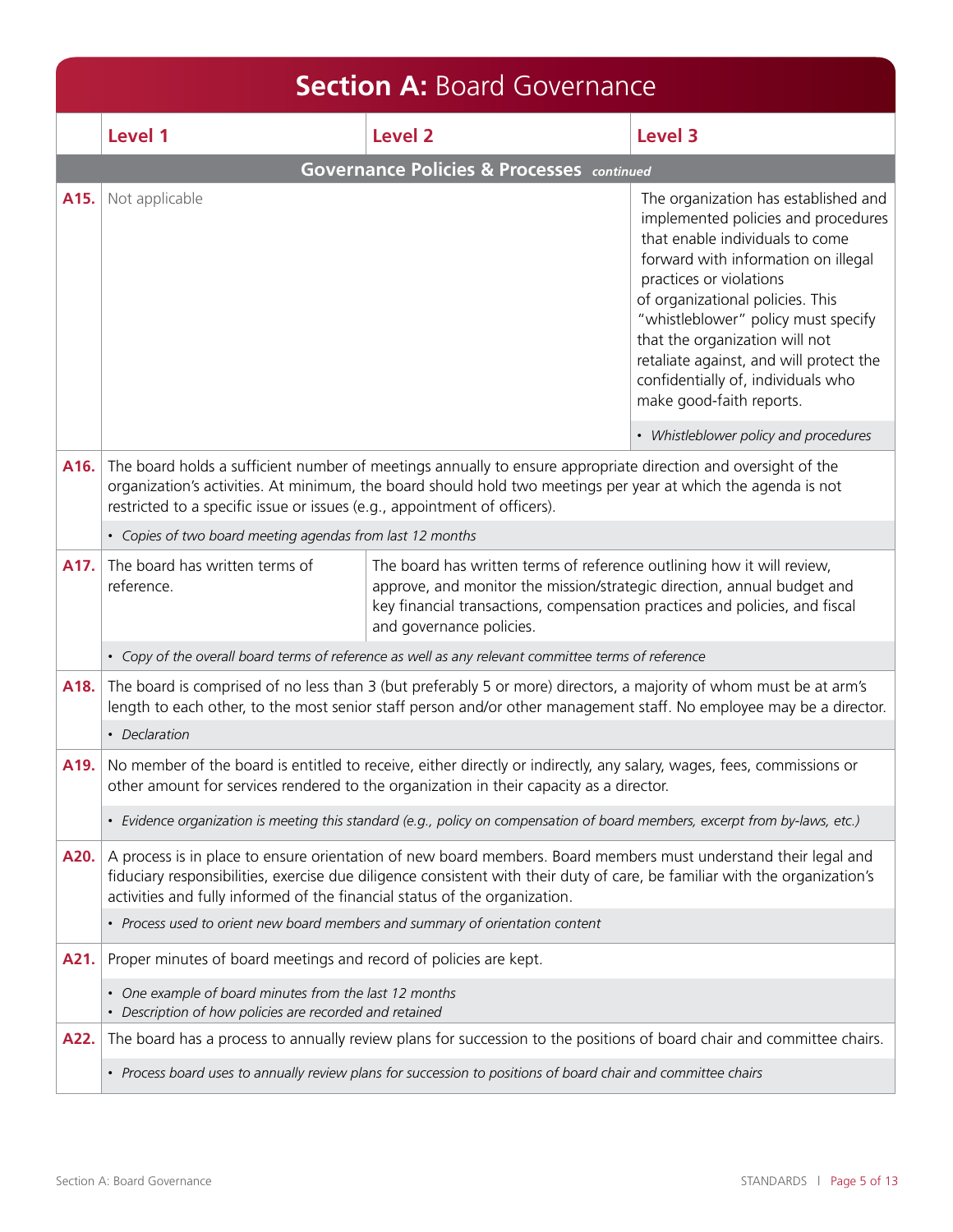# Section A: Board Governance

| | Level 1 | Level 2 | Level 3 |
|---|---|---|---|
| | **Governance Policies & Processes** *continued* | | |
| **A15.** | Not applicable | | The organization has established and implemented policies and procedures that enable individuals to come forward with information on illegal practices or violations of organizational policies. This "whistleblower" policy must specify that the organization will not retaliate against, and will protect the confidentially of, individuals who make good-faith reports. |
| | | | • *Whistleblower policy and procedures* |
| **A16.** | The board holds a sufficient number of meetings annually to ensure appropriate direction and oversight of the organization's activities. At minimum, the board should hold two meetings per year at which the agenda is not restricted to a specific issue or issues (e.g., appointment of officers). | | |
| | • *Copies of two board meeting agendas from last 12 months* | | |
| **A17.** | The board has written terms of reference. | The board has written terms of reference outlining how it will review, approve, and monitor the mission/strategic direction, annual budget and key financial transactions, compensation practices and policies, and fiscal and governance policies. | |
| | • *Copy of the overall board terms of reference as well as any relevant committee terms of reference* | | |
| **A18.** | The board is comprised of no less than 3 (but preferably 5 or more) directors, a majority of whom must be at arm's length to each other, to the most senior staff person and/or other management staff. No employee may be a director. | | |
| | • *Declaration* | | |
| **A19.** | No member of the board is entitled to receive, either directly or indirectly, any salary, wages, fees, commissions or other amount for services rendered to the organization in their capacity as a director. | | |
| | • *Evidence organization is meeting this standard (e.g., policy on compensation of board members, excerpt from by-laws, etc.)* | | |
| **A20.** | A process is in place to ensure orientation of new board members. Board members must understand their legal and fiduciary responsibilities, exercise due diligence consistent with their duty of care, be familiar with the organization's activities and fully informed of the financial status of the organization. | | |
| | • *Process used to orient new board members and summary of orientation content* | | |
| **A21.** | Proper minutes of board meetings and record of policies are kept. | | |
| | • *One example of board minutes from the last 12 months*<br>• *Description of how policies are recorded and retained* | | |
| **A22.** | The board has a process to annually review plans for succession to the positions of board chair and committee chairs. | | |
| | • *Process board uses to annually review plans for succession to positions of board chair and committee chairs* | | |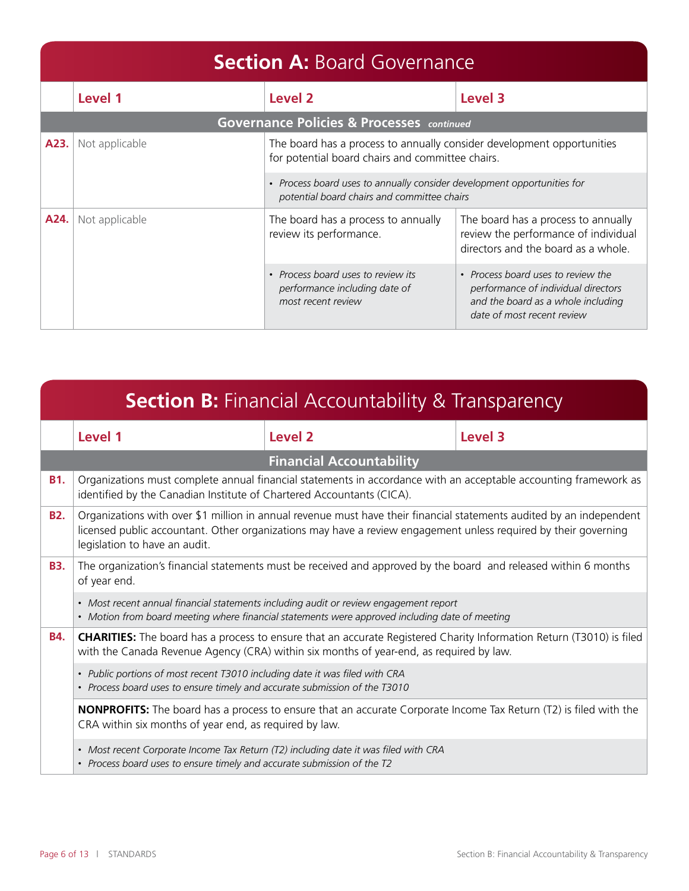## Section A: Board Governance

| | Level 1 | Level 2 | Level 3 |
|---|---|---|---|
| **Governance Policies & Processes** *continued* | | | |
| **A23.** | Not applicable | The board has a process to annually consider development opportunities for potential board chairs and committee chairs. | |
| | | • *Process board uses to annually consider development opportunities for potential board chairs and committee chairs* | |
| **A24.** | Not applicable | The board has a process to annually review its performance. | The board has a process to annually review the performance of individual directors and the board as a whole. |
| | | • *Process board uses to review its performance including date of most recent review* | • *Process board uses to review the performance of individual directors and the board as a whole including date of most recent review* |

## Section B: Financial Accountability & Transparency

| | Level 1 | Level 2 | Level 3 |
|---|---|---|---|
| **Financial Accountability** | | | |
| **B1.** | Organizations must complete annual financial statements in accordance with an acceptable accounting framework as identified by the Canadian Institute of Chartered Accountants (CICA). | | |
| **B2.** | Organizations with over $1 million in annual revenue must have their financial statements audited by an independent licensed public accountant. Other organizations may have a review engagement unless required by their governing legislation to have an audit. | | |
| **B3.** | The organization's financial statements must be received and approved by the board and released within 6 months of year end. | | |
| | • *Most recent annual financial statements including audit or review engagement report*<br>• *Motion from board meeting where financial statements were approved including date of meeting* | | |
| **B4.** | **CHARITIES:** The board has a process to ensure that an accurate Registered Charity Information Return (T3010) is filed with the Canada Revenue Agency (CRA) within six months of year-end, as required by law. | | |
| | • *Public portions of most recent T3010 including date it was filed with CRA*<br>• *Process board uses to ensure timely and accurate submission of the T3010* | | |
| | **NONPROFITS:** The board has a process to ensure that an accurate Corporate Income Tax Return (T2) is filed with the CRA within six months of year end, as required by law. | | |
| | • *Most recent Corporate Income Tax Return (T2) including date it was filed with CRA*<br>• *Process board uses to ensure timely and accurate submission of the T2* | | |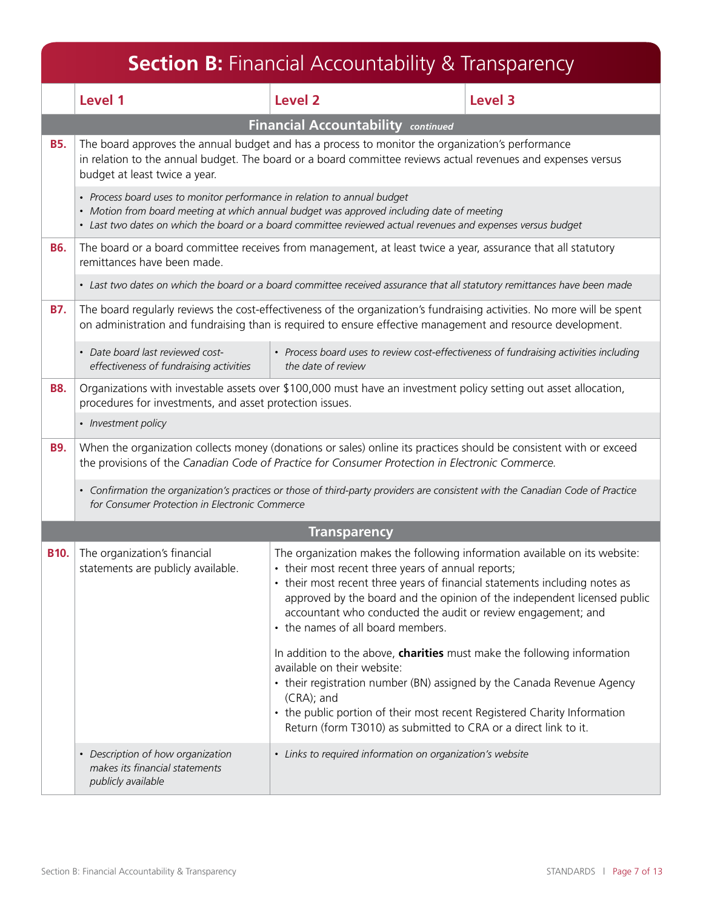# Section B: Financial Accountability & Transparency

| | Level 1 | Level 2 | Level 3 |
|---|---|---|---|
| | **Financial Accountability** *continued* | | |
| **B5.** | The board approves the annual budget and has a process to monitor the organization's performance in relation to the annual budget. The board or a board committee reviews actual revenues and expenses versus budget at least twice a year. | | |
| | • *Process board uses to monitor performance in relation to annual budget*<br>• *Motion from board meeting at which annual budget was approved including date of meeting*<br>• *Last two dates on which the board or a board committee reviewed actual revenues and expenses versus budget* | | |
| **B6.** | The board or a board committee receives from management, at least twice a year, assurance that all statutory remittances have been made. | | |
| | • *Last two dates on which the board or a board committee received assurance that all statutory remittances have been made* | | |
| **B7.** | The board regularly reviews the cost-effectiveness of the organization's fundraising activities. No more will be spent on administration and fundraising than is required to ensure effective management and resource development. | | |
| | • *Date board last reviewed cost-effectiveness of fundraising activities* | • *Process board uses to review cost-effectiveness of fundraising activities including the date of review* | |
| **B8.** | Organizations with investable assets over $100,000 must have an investment policy setting out asset allocation, procedures for investments, and asset protection issues. | | |
| | • *Investment policy* | | |
| **B9.** | When the organization collects money (donations or sales) online its practices should be consistent with or exceed the provisions of the *Canadian Code of Practice for Consumer Protection in Electronic Commerce.* | | |
| | • *Confirmation the organization's practices or those of third-party providers are consistent with the Canadian Code of Practice for Consumer Protection in Electronic Commerce* | | |
| | **Transparency** | | |
| **B10.** | The organization's financial statements are publicly available. | The organization makes the following information available on its website:<br>• their most recent three years of annual reports;<br>• their most recent three years of financial statements including notes as approved by the board and the opinion of the independent licensed public accountant who conducted the audit or review engagement; and<br>• the names of all board members.<br><br>In addition to the above, **charities** must make the following information available on their website:<br>• their registration number (BN) assigned by the Canada Revenue Agency (CRA); and<br>• the public portion of their most recent Registered Charity Information Return (form T3010) as submitted to CRA or a direct link to it. | |
| | • *Description of how organization makes its financial statements publicly available* | • *Links to required information on organization's website* | |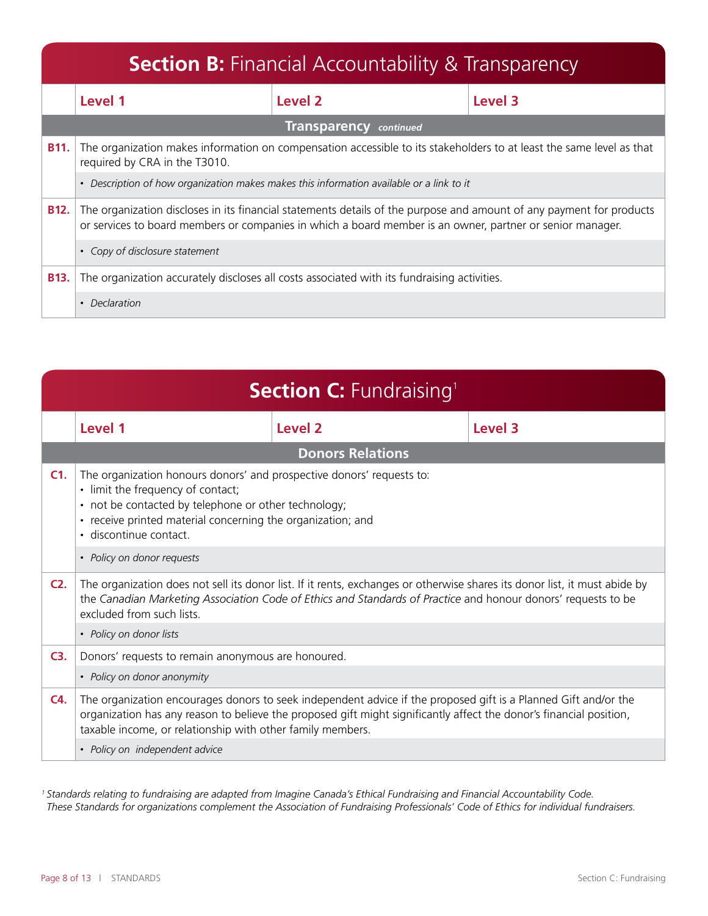## Section B: Financial Accountability & Transparency

| | Level 1 | Level 2 | Level 3 |
|---|---|---|---|
| | **Transparency** *continued* | | |
| **B11.** | The organization makes information on compensation accessible to its stakeholders to at least the same level as that required by CRA in the T3010. | | |
| | • *Description of how organization makes makes this information available or a link to it* | | |
| **B12.** | The organization discloses in its financial statements details of the purpose and amount of any payment for products or services to board members or companies in which a board member is an owner, partner or senior manager. | | |
| | • *Copy of disclosure statement* | | |
| **B13.** | The organization accurately discloses all costs associated with its fundraising activities. | | |
| | • *Declaration* | | |

## Section C: Fundraising[1]

| | Level 1 | Level 2 | Level 3 |
|---|---|---|---|
| | **Donors Relations** | | |
| **C1.** | The organization honours donors' and prospective donors' requests to:<br>• limit the frequency of contact;<br>• not be contacted by telephone or other technology;<br>• receive printed material concerning the organization; and<br>• discontinue contact. | | |
| | • *Policy on donor requests* | | |
| **C2.** | The organization does not sell its donor list. If it rents, exchanges or otherwise shares its donor list, it must abide by the *Canadian Marketing Association Code of Ethics and Standards of Practice* and honour donors' requests to be excluded from such lists. | | |
| | • *Policy on donor lists* | | |
| **C3.** | Donors' requests to remain anonymous are honoured. | | |
| | • *Policy on donor anonymity* | | |
| **C4.** | The organization encourages donors to seek independent advice if the proposed gift is a Planned Gift and/or the organization has any reason to believe the proposed gift might significantly affect the donor's financial position, taxable income, or relationship with other family members. | | |
| | • *Policy on independent advice* | | |

[1] *Standards relating to fundraising are adapted from Imagine Canada's Ethical Fundraising and Financial Accountability Code. These Standards for organizations complement the Association of Fundraising Professionals' Code of Ethics for individual fundraisers.*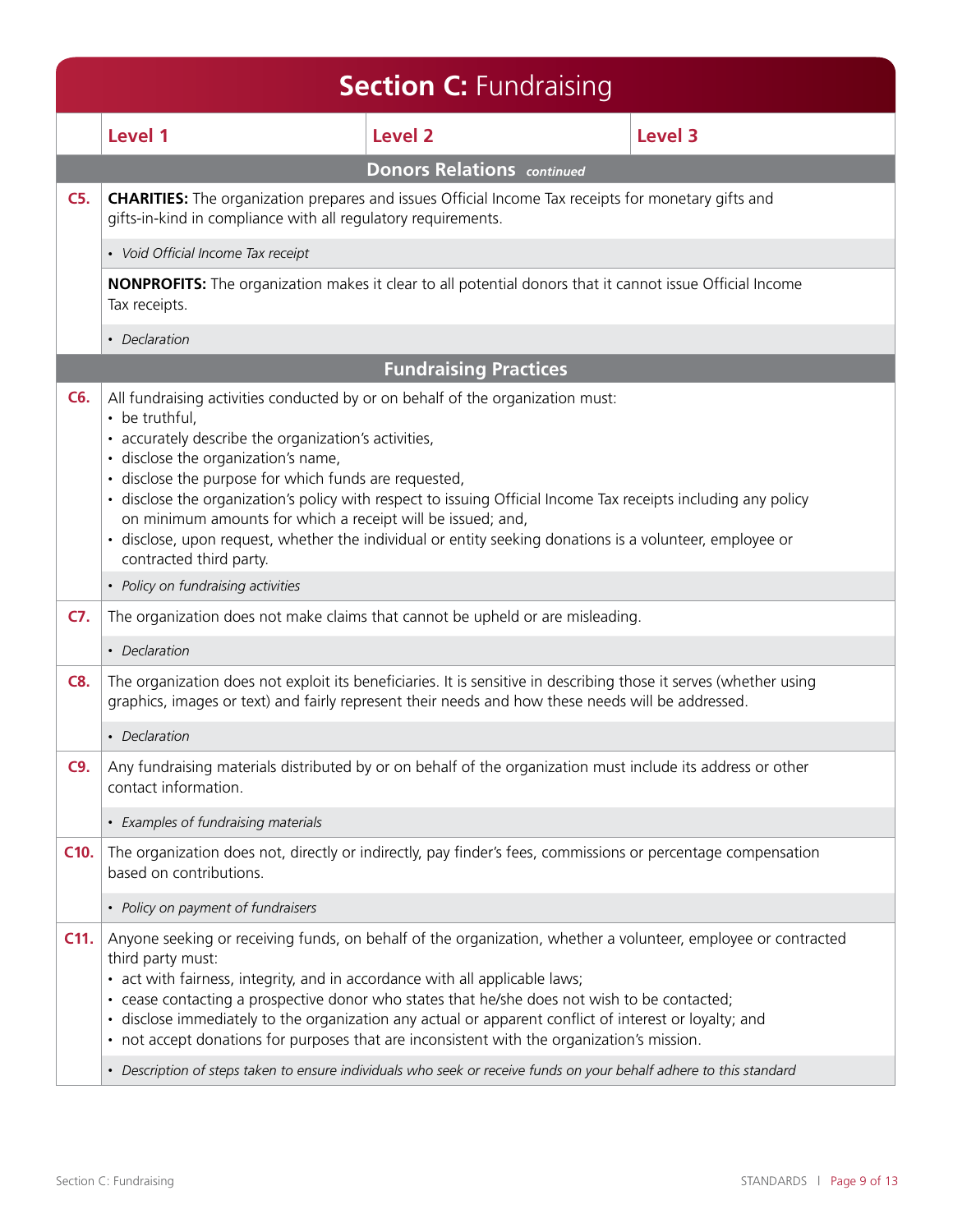# Section C: Fundraising

| | Level 1 | Level 2 | Level 3 |
|---|---|---|---|
| | **Donors Relations** *continued* | | |
| **C5.** | **CHARITIES:** The organization prepares and issues Official Income Tax receipts for monetary gifts and gifts-in-kind in compliance with all regulatory requirements. | | |
| | • *Void Official Income Tax receipt* | | |
| | **NONPROFITS:** The organization makes it clear to all potential donors that it cannot issue Official Income Tax receipts. | | |
| | • *Declaration* | | |
| | **Fundraising Practices** | | |
| **C6.** | All fundraising activities conducted by or on behalf of the organization must:<br>• be truthful,<br>• accurately describe the organization's activities,<br>• disclose the organization's name,<br>• disclose the purpose for which funds are requested,<br>• disclose the organization's policy with respect to issuing Official Income Tax receipts including any policy on minimum amounts for which a receipt will be issued; and,<br>• disclose, upon request, whether the individual or entity seeking donations is a volunteer, employee or contracted third party. | | |
| | • *Policy on fundraising activities* | | |
| **C7.** | The organization does not make claims that cannot be upheld or are misleading. | | |
| | • *Declaration* | | |
| **C8.** | The organization does not exploit its beneficiaries. It is sensitive in describing those it serves (whether using graphics, images or text) and fairly represent their needs and how these needs will be addressed. | | |
| | • *Declaration* | | |
| **C9.** | Any fundraising materials distributed by or on behalf of the organization must include its address or other contact information. | | |
| | • *Examples of fundraising materials* | | |
| **C10.** | The organization does not, directly or indirectly, pay finder's fees, commissions or percentage compensation based on contributions. | | |
| | • *Policy on payment of fundraisers* | | |
| **C11.** | Anyone seeking or receiving funds, on behalf of the organization, whether a volunteer, employee or contracted third party must:<br>• act with fairness, integrity, and in accordance with all applicable laws;<br>• cease contacting a prospective donor who states that he/she does not wish to be contacted;<br>• disclose immediately to the organization any actual or apparent conflict of interest or loyalty; and<br>• not accept donations for purposes that are inconsistent with the organization's mission. | | |
| | • *Description of steps taken to ensure individuals who seek or receive funds on your behalf adhere to this standard* | | |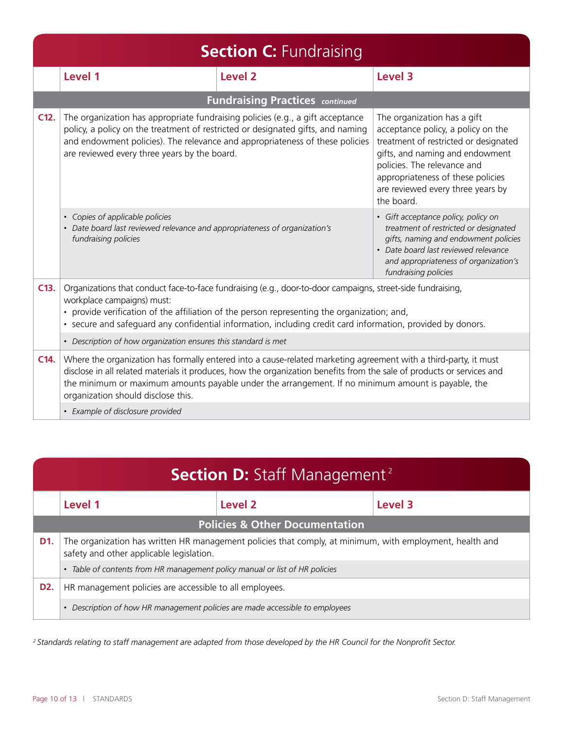## Section C: Fundraising

| | Level 1 | Level 2 | Level 3 |
|---|---|---|---|
| | **Fundraising Practices** *continued* | | |
| **C12.** | The organization has appropriate fundraising policies (e.g., a gift acceptance policy, a policy on the treatment of restricted or designated gifts, and naming and endowment policies). The relevance and appropriateness of these policies are reviewed every three years by the board. | | The organization has a gift acceptance policy, a policy on the treatment of restricted or designated gifts, and naming and endowment policies. The relevance and appropriateness of these policies are reviewed every three years by the board. |
| | • *Copies of applicable policies*<br>• *Date board last reviewed relevance and appropriateness of organization's fundraising policies* | | • *Gift acceptance policy, policy on treatment of restricted or designated gifts, naming and endowment policies*<br>• *Date board last reviewed relevance and appropriateness of organization's fundraising policies* |
| **C13.** | Organizations that conduct face-to-face fundraising (e.g., door-to-door campaigns, street-side fundraising, workplace campaigns) must:<br>• provide verification of the affiliation of the person representing the organization; and,<br>• secure and safeguard any confidential information, including credit card information, provided by donors. | | |
| | • *Description of how organization ensures this standard is met* | | |
| **C14.** | Where the organization has formally entered into a cause-related marketing agreement with a third-party, it must disclose in all related materials it produces, how the organization benefits from the sale of products or services and the minimum or maximum amounts payable under the arrangement. If no minimum amount is payable, the organization should disclose this. | | |
| | • *Example of disclosure provided* | | |

## Section D: Staff Management[2]

| | Level 1 | Level 2 | Level 3 |
|---|---|---|---|
| | **Policies & Other Documentation** | | |
| **D1.** | The organization has written HR management policies that comply, at minimum, with employment, health and safety and other applicable legislation. | | |
| | • *Table of contents from HR management policy manual or list of HR policies* | | |
| **D2.** | HR management policies are accessible to all employees. | | |
| | • *Description of how HR management policies are made accessible to employees* | | |

*[2] Standards relating to staff management are adapted from those developed by the HR Council for the Nonprofit Sector.*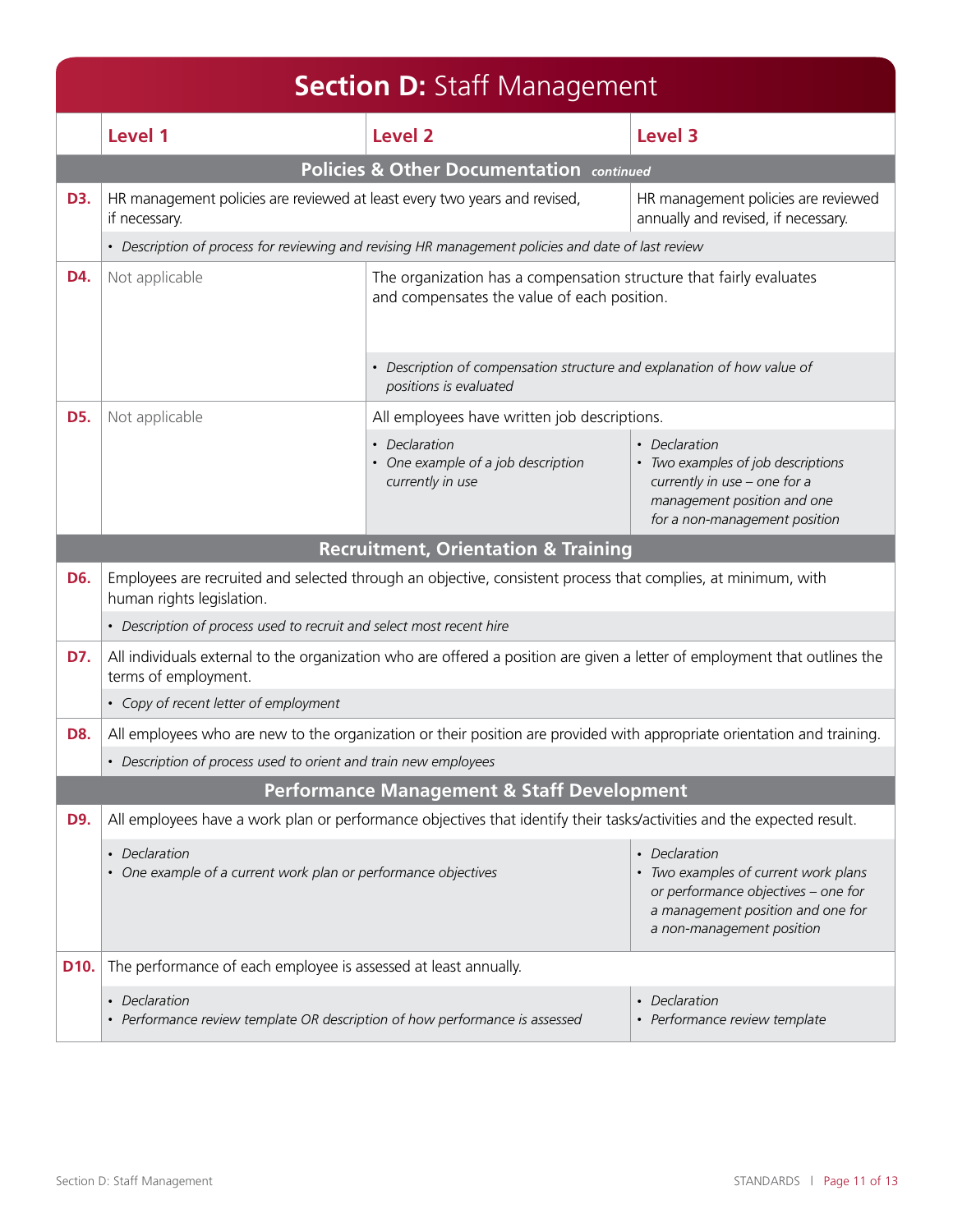## **Section D:** Staff Management

| | Level 1 | Level 2 | Level 3 |
|---|---|---|---|
| | **Policies & Other Documentation** *continued* | | |
| **D3.** | HR management policies are reviewed at least every two years and revised, if necessary. | | HR management policies are reviewed annually and revised, if necessary. |
| | • *Description of process for reviewing and revising HR management policies and date of last review* | | |
| **D4.** | Not applicable | The organization has a compensation structure that fairly evaluates and compensates the value of each position. | |
| | | • *Description of compensation structure and explanation of how value of positions is evaluated* | |
| **D5.** | Not applicable | All employees have written job descriptions. | |
| | | • *Declaration*<br>• *One example of a job description currently in use* | • *Declaration*<br>• *Two examples of job descriptions currently in use – one for a management position and one for a non-management position* |
| | **Recruitment, Orientation & Training** | | |
| **D6.** | Employees are recruited and selected through an objective, consistent process that complies, at minimum, with human rights legislation. | | |
| | • *Description of process used to recruit and select most recent hire* | | |
| **D7.** | All individuals external to the organization who are offered a position are given a letter of employment that outlines the terms of employment. | | |
| | • *Copy of recent letter of employment* | | |
| **D8.** | All employees who are new to the organization or their position are provided with appropriate orientation and training. | | |
| | • *Description of process used to orient and train new employees* | | |
| | **Performance Management & Staff Development** | | |
| **D9.** | All employees have a work plan or performance objectives that identify their tasks/activities and the expected result. | | |
| | • *Declaration*<br>• *One example of a current work plan or performance objectives* | | • *Declaration*<br>• *Two examples of current work plans or performance objectives – one for a management position and one for a non-management position* |
| **D10.** | The performance of each employee is assessed at least annually. | | |
| | • *Declaration*<br>• *Performance review template OR description of how performance is assessed* | | • *Declaration*<br>• *Performance review template* |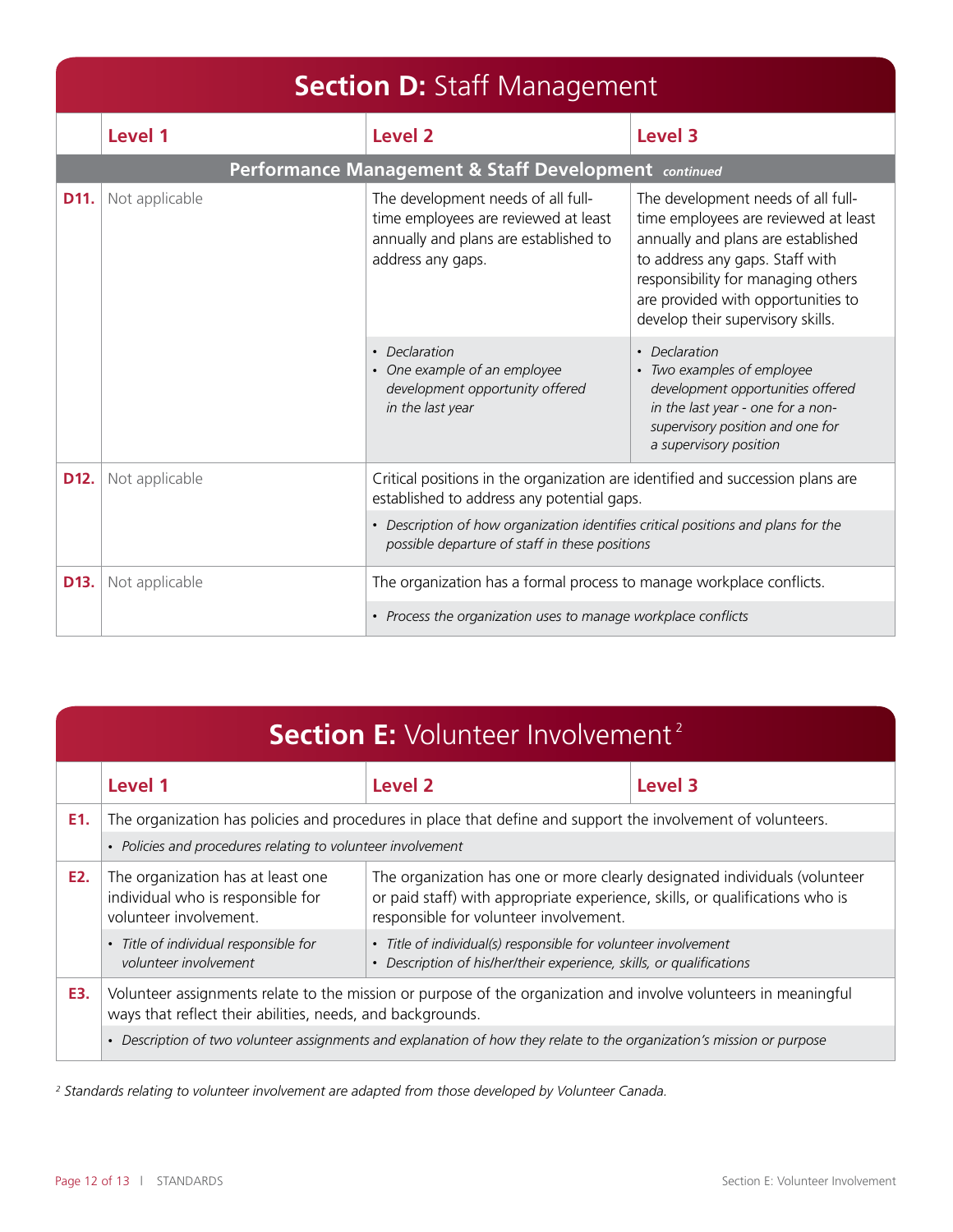## Section D: Staff Management

| | Level 1 | Level 2 | Level 3 |
|---|---|---|---|
| | **Performance Management & Staff Development** *continued* | | |
| **D11.** | Not applicable | The development needs of all full-time employees are reviewed at least annually and plans are established to address any gaps. | The development needs of all full-time employees are reviewed at least annually and plans are established to address any gaps. Staff with responsibility for managing others are provided with opportunities to develop their supervisory skills. |
| | | • *Declaration*<br>• *One example of an employee development opportunity offered in the last year* | • *Declaration*<br>• *Two examples of employee development opportunities offered in the last year - one for a non-supervisory position and one for a supervisory position* |
| **D12.** | Not applicable | Critical positions in the organization are identified and succession plans are established to address any potential gaps. | |
| | | • *Description of how organization identifies critical positions and plans for the possible departure of staff in these positions* | |
| **D13.** | Not applicable | The organization has a formal process to manage workplace conflicts. | |
| | | • *Process the organization uses to manage workplace conflicts* | |

## Section E: Volunteer Involvement [2]

| | Level 1 | Level 2 | Level 3 |
|---|---|---|---|
| **E1.** | The organization has policies and procedures in place that define and support the involvement of volunteers. | | |
| | • *Policies and procedures relating to volunteer involvement* | | |
| **E2.** | The organization has at least one individual who is responsible for volunteer involvement. | The organization has one or more clearly designated individuals (volunteer or paid staff) with appropriate experience, skills, or qualifications who is responsible for volunteer involvement. | |
| | • *Title of individual responsible for volunteer involvement* | • *Title of individual(s) responsible for volunteer involvement*<br>• *Description of his/her/their experience, skills, or qualifications* | |
| **E3.** | Volunteer assignments relate to the mission or purpose of the organization and involve volunteers in meaningful ways that reflect their abilities, needs, and backgrounds. | | |
| | • *Description of two volunteer assignments and explanation of how they relate to the organization's mission or purpose* | | |

*[2] Standards relating to volunteer involvement are adapted from those developed by Volunteer Canada.*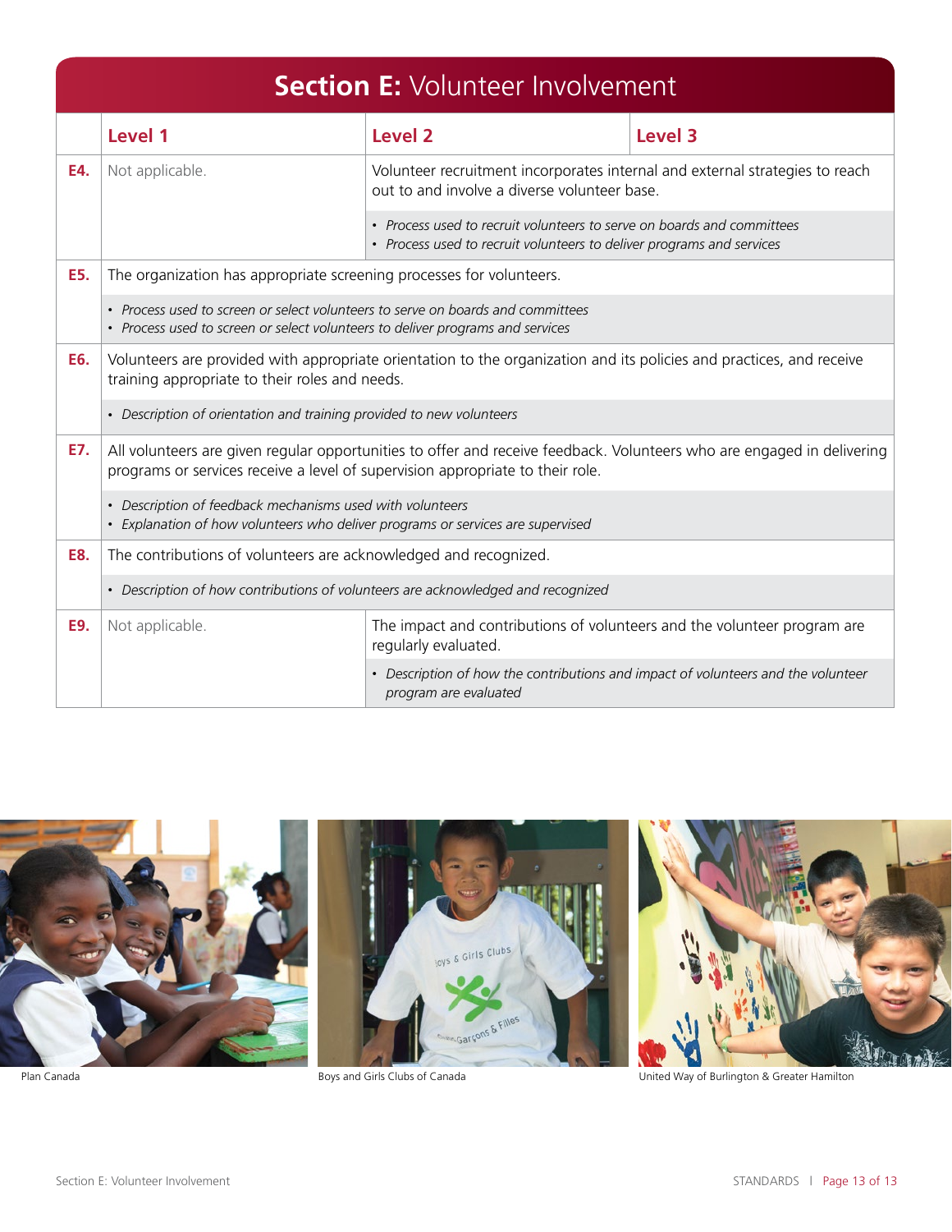## Section E: Volunteer Involvement

| | Level 1 | Level 2 | Level 3 |
|---|---|---|---|
| **E4.** | Not applicable. | Volunteer recruitment incorporates internal and external strategies to reach out to and involve a diverse volunteer base.<br>• *Process used to recruit volunteers to serve on boards and committees*<br>• *Process used to recruit volunteers to deliver programs and services* | |
| **E5.** | The organization has appropriate screening processes for volunteers.<br>• *Process used to screen or select volunteers to serve on boards and committees*<br>• *Process used to screen or select volunteers to deliver programs and services* | | |
| **E6.** | Volunteers are provided with appropriate orientation to the organization and its policies and practices, and receive training appropriate to their roles and needs.<br>• *Description of orientation and training provided to new volunteers* | | |
| **E7.** | All volunteers are given regular opportunities to offer and receive feedback. Volunteers who are engaged in delivering programs or services receive a level of supervision appropriate to their role.<br>• *Description of feedback mechanisms used with volunteers*<br>• *Explanation of how volunteers who deliver programs or services are supervised* | | |
| **E8.** | The contributions of volunteers are acknowledged and recognized.<br>• *Description of how contributions of volunteers are acknowledged and recognized* | | |
| **E9.** | Not applicable. | The impact and contributions of volunteers and the volunteer program are regularly evaluated.<br>• *Description of how the contributions and impact of volunteers and the volunteer program are evaluated* | |

Plan Canada

Boys and Girls Clubs of Canada

United Way of Burlington & Greater Hamilton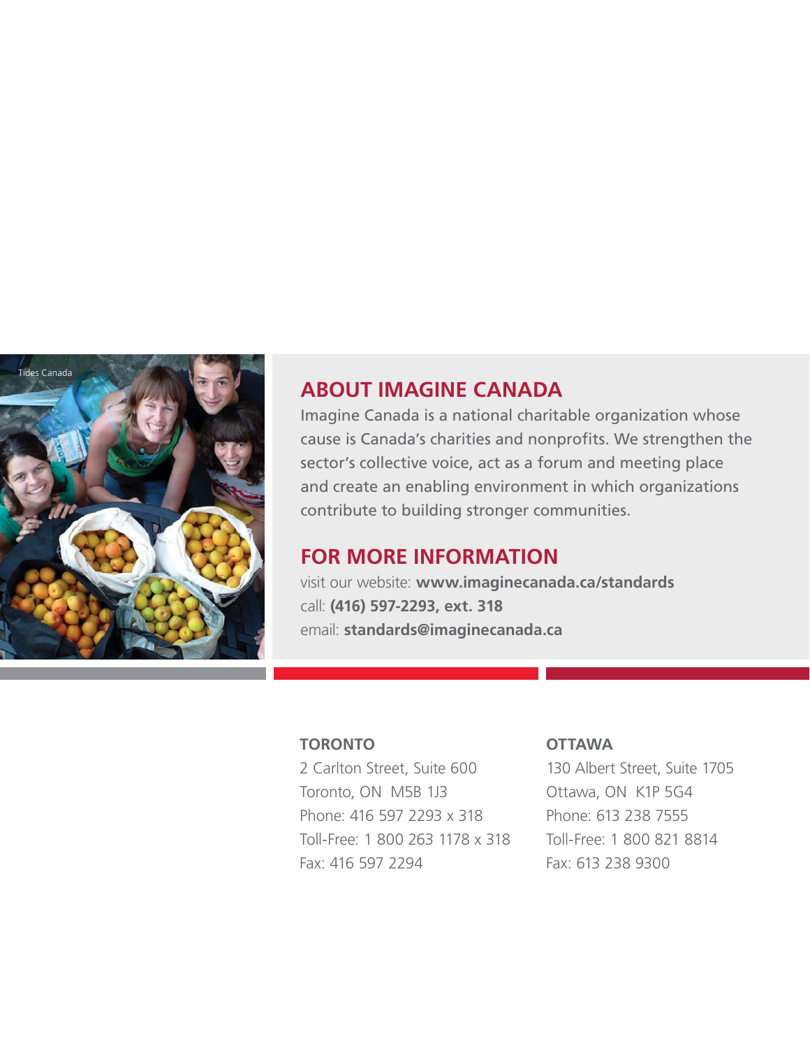Tides Canada

## ABOUT IMAGINE CANADA

Imagine Canada is a national charitable organization whose cause is Canada's charities and nonprofits. We strengthen the sector's collective voice, act as a forum and meeting place and create an enabling environment in which organizations contribute to building stronger communities.

## FOR MORE INFORMATION

visit our website: **www.imaginecanada.ca/standards**
call: **(416) 597-2293, ext. 318**
email: **standards@imaginecanada.ca**

**TORONTO**
2 Carlton Street, Suite 600
Toronto, ON M5B 1J3
Phone: 416 597 2293 x 318
Toll-Free: 1 800 263 1178 x 318
Fax: 416 597 2294

**OTTAWA**
130 Albert Street, Suite 1705
Ottawa, ON K1P 5G4
Phone: 613 238 7555
Toll-Free: 1 800 821 8814
Fax: 613 238 9300